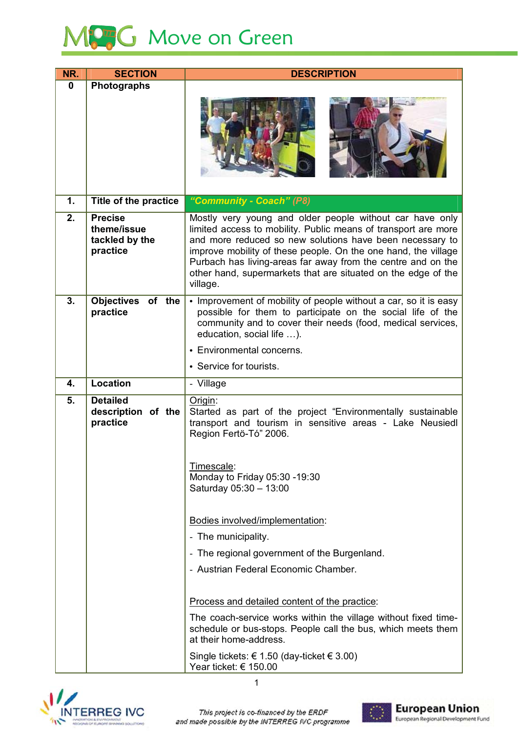| NR. | SECTION | DESCRIPTION |
|---|---|---|
| 0 | **Photographs** | |
| 1. | **Title of the practice** | ***"Community - Coach" (P8)*** |
| 2. | **Precise theme/issue tackled by the practice** | Mostly very young and older people without car have only limited access to mobility. Public means of transport are more and more reduced so new solutions have been necessary to improve mobility of these people. On the one hand, the village Purbach has living-areas far away from the centre and on the other hand, supermarkets that are situated on the edge of the village. |
| 3. | **Objectives of the practice** | • Improvement of mobility of people without a car, so it is easy possible for them to participate on the social life of the community and to cover their needs (food, medical services, education, social life …).<br>• Environmental concerns.<br>• Service for tourists. |
| 4. | **Location** | - Village |
| 5. | **Detailed description of the practice** | Origin:<br>Started as part of the project "Environmentally sustainable transport and tourism in sensitive areas - Lake Neusiedl Region Fertö-Tó" 2006.<br><br>Timescale:<br>Monday to Friday 05:30 -19:30<br>Saturday 05:30 – 13:00<br><br>Bodies involved/implementation:<br>- The municipality.<br>- The regional government of the Burgenland.<br>- Austrian Federal Economic Chamber.<br><br>Process and detailed content of the practice:<br>The coach-service works within the village without fixed time-schedule or bus-stops. People call the bus, which meets them at their home-address.<br>Single tickets: € 1.50 (day-ticket € 3.00)<br>Year ticket: € 150.00 |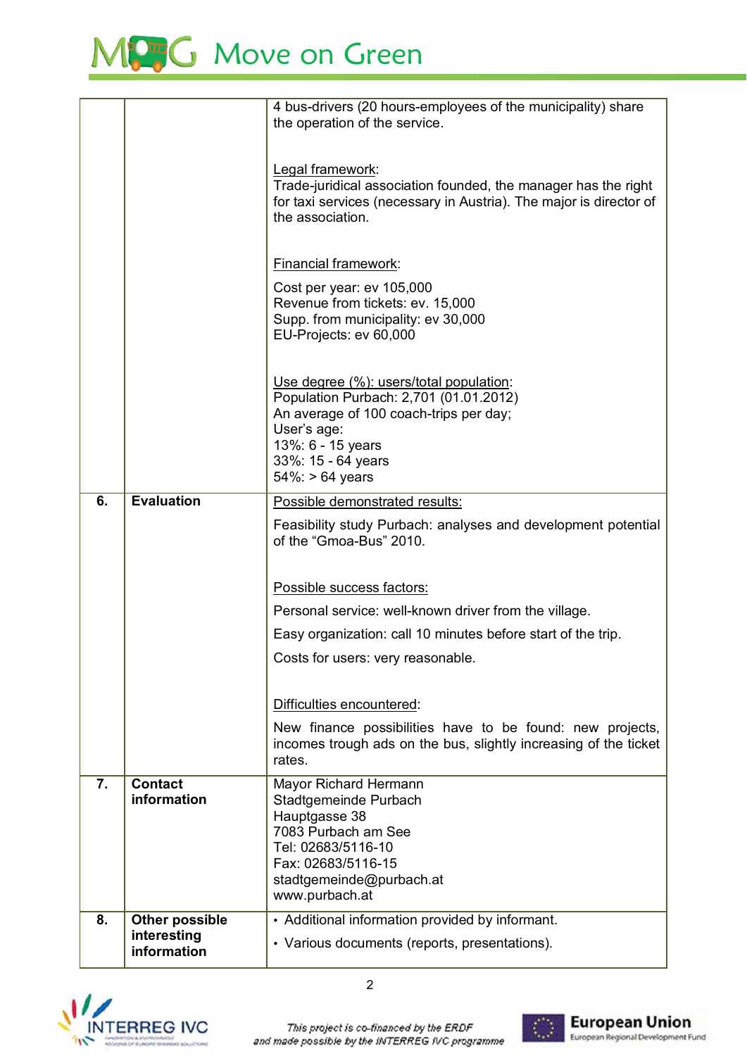| | | |
|---|---|---|
| | | 4 bus-drivers (20 hours-employees of the municipality) share the operation of the service.<br><br>Legal framework:<br>Trade-juridical association founded, the manager has the right for taxi services (necessary in Austria). The major is director of the association.<br><br>Financial framework:<br>Cost per year: ev 105,000<br>Revenue from tickets: ev. 15,000<br>Supp. from municipality: ev 30,000<br>EU-Projects: ev 60,000<br><br>Use degree (%): users/total population:<br>Population Purbach: 2,701 (01.01.2012)<br>An average of 100 coach-trips per day;<br>User's age:<br>13%: 6 - 15 years<br>33%: 15 - 64 years<br>54%: > 64 years |
| **6.** | **Evaluation** | Possible demonstrated results:<br>Feasibility study Purbach: analyses and development potential of the "Gmoa-Bus" 2010.<br><br>Possible success factors:<br>Personal service: well-known driver from the village.<br>Easy organization: call 10 minutes before start of the trip.<br>Costs for users: very reasonable.<br><br>Difficulties encountered:<br>New finance possibilities have to be found: new projects, incomes trough ads on the bus, slightly increasing of the ticket rates. |
| **7.** | **Contact information** | Mayor Richard Hermann<br>Stadtgemeinde Purbach<br>Hauptgasse 38<br>7083 Purbach am See<br>Tel: 02683/5116-10<br>Fax: 02683/5116-15<br>stadtgemeinde@purbach.at<br>www.purbach.at |
| **8.** | **Other possible interesting information** | • Additional information provided by informant.<br>• Various documents (reports, presentations). |